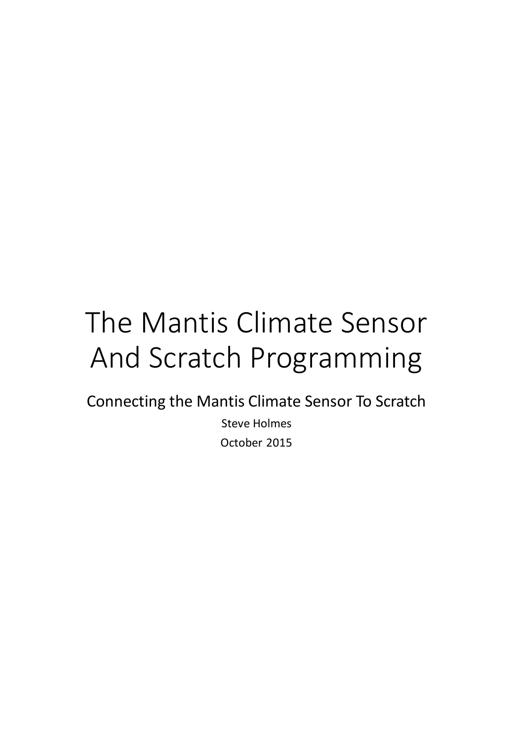# The Mantis Climate Sensor And Scratch Programming

## Connecting the Mantis Climate Sensor To Scratch

Steve Holmes

October 2015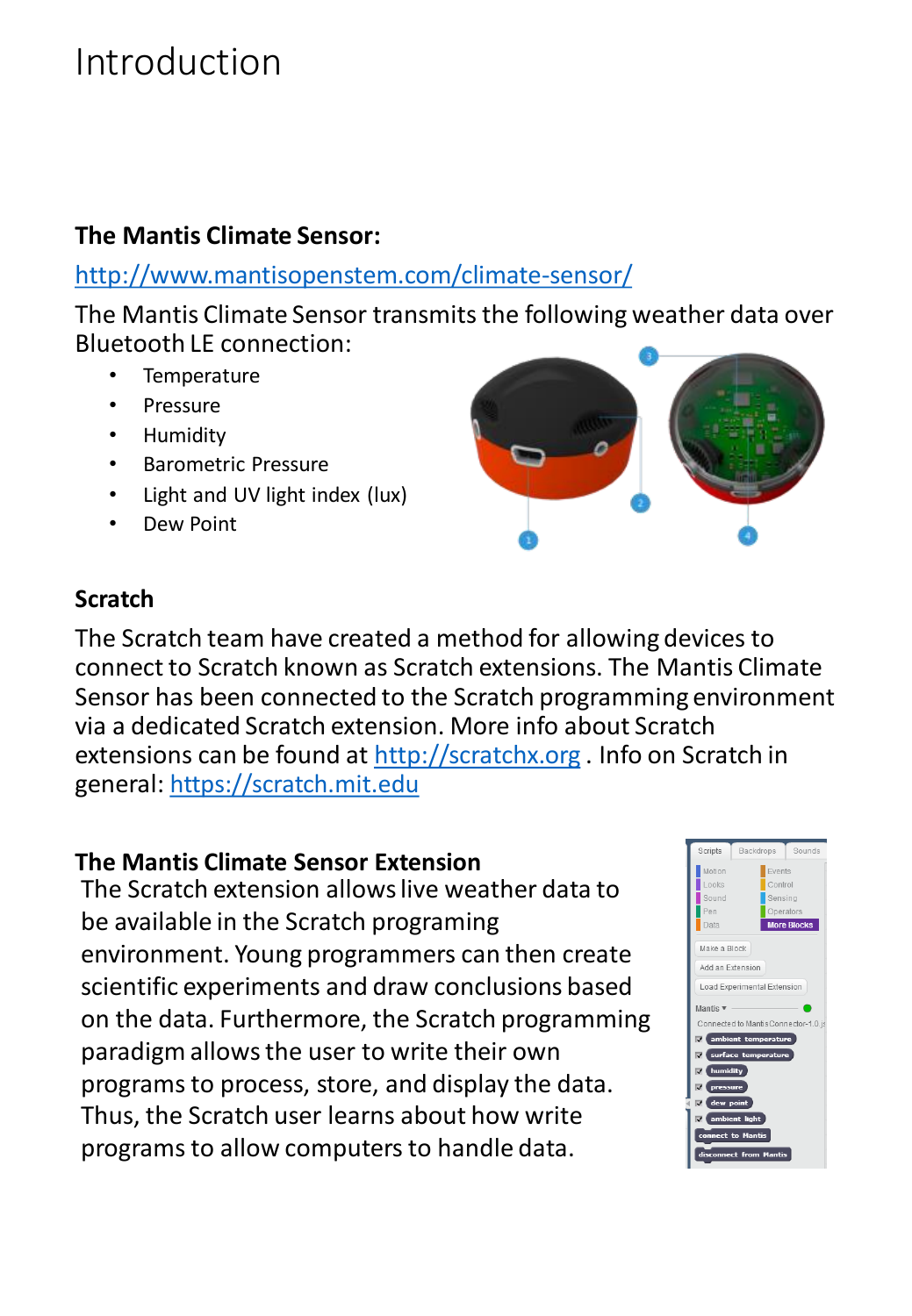# Introduction

## The Mantis Climate Sensor:

http://www.mantisopenstem.com/climate-sensor/

The Mantis Climate Sensor transmits the following weather data over Bluetooth LE connection:

- Temperature
- Pressure
- Humidity
- Barometric Pressure
- Light and UV light index (lux)
- Dew Point

## Scratch

The Scratch team have created a method for allowing devices to connect to Scratch known as Scratch extensions. The Mantis Climate Sensor has been connected to the Scratch programming environment via a dedicated Scratch extension. More info about Scratch extensions can be found at http://scratchx.org . Info on Scratch in general: https://scratch.mit.edu

## The Mantis Climate Sensor Extension

The Scratch extension allows live weather data to be available in the Scratch programing environment. Young programmers can then create scientific experiments and draw conclusions based on the data. Furthermore, the Scratch programming paradigm allows the user to write their own programs to process, store, and display the data. Thus, the Scratch user learns about how write programs to allow computers to handle data.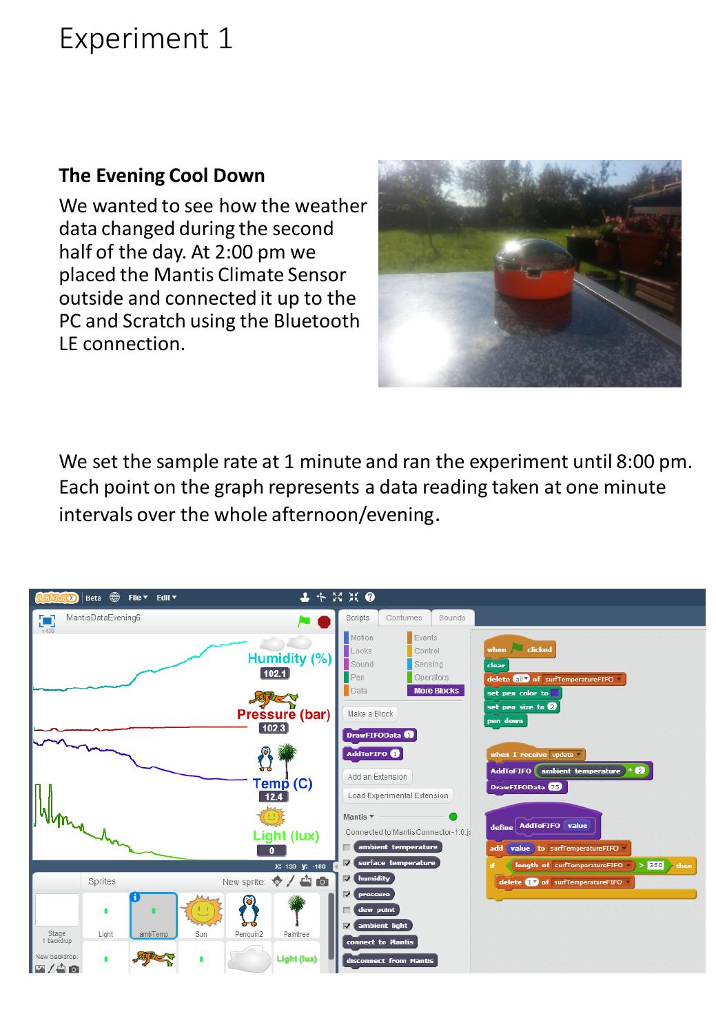# Experiment 1

### The Evening Cool Down

We wanted to see how the weather data changed during the second half of the day. At 2:00 pm we placed the Mantis Climate Sensor outside and connected it up to the PC and Scratch using the Bluetooth LE connection.

We set the sample rate at 1 minute and ran the experiment until 8:00 pm. Each point on the graph represents a data reading taken at one minute intervals over the whole afternoon/evening.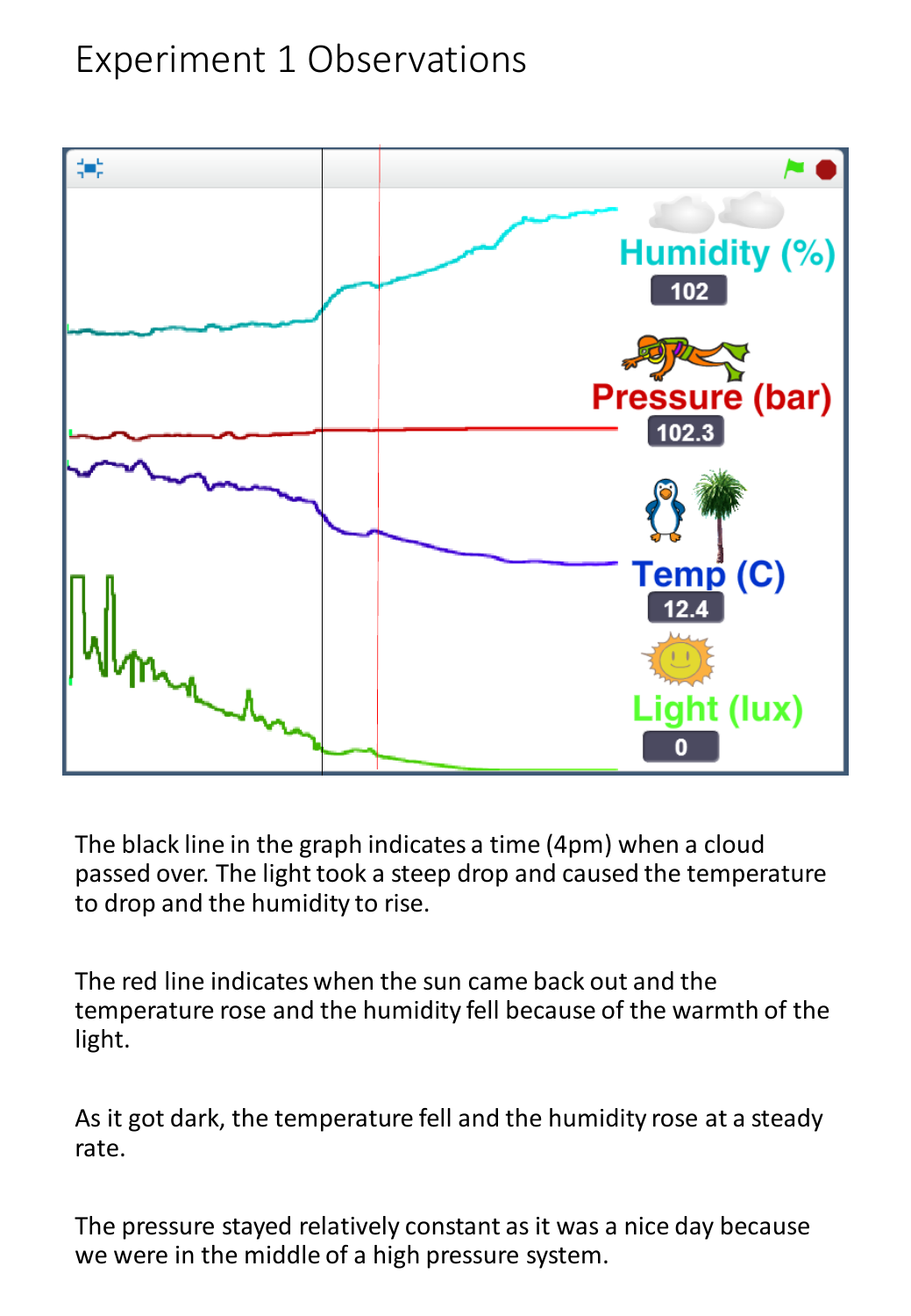# Experiment 1 Observations

The black line in the graph indicates a time (4pm) when a cloud passed over. The light took a steep drop and caused the temperature to drop and the humidity to rise.

The red line indicates when the sun came back out and the temperature rose and the humidity fell because of the warmth of the light.

As it got dark, the temperature fell and the humidity rose at a steady rate.

The pressure stayed relatively constant as it was a nice day because we were in the middle of a high pressure system.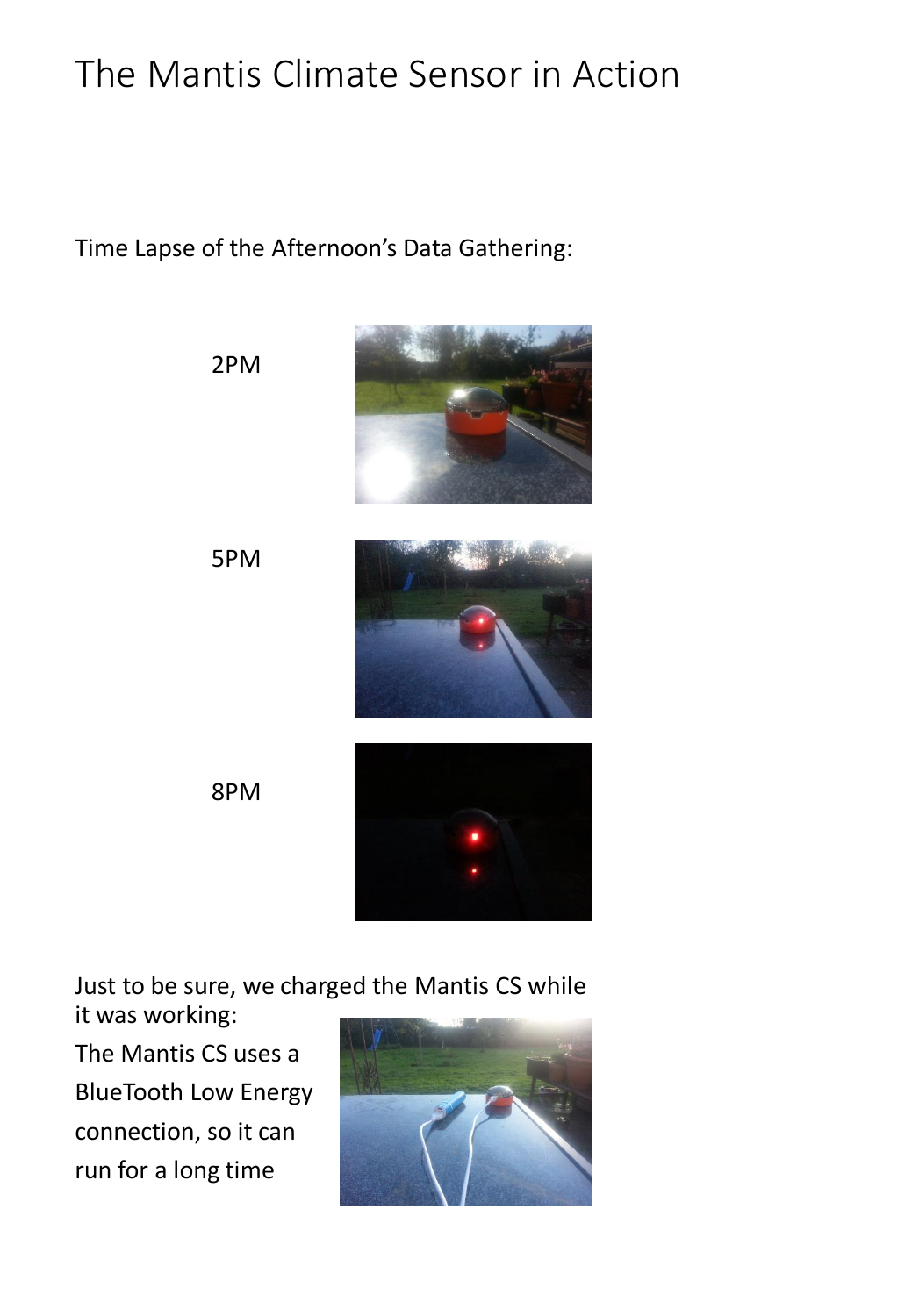# The Mantis Climate Sensor in Action

Time Lapse of the Afternoon's Data Gathering:

2PM

5PM

8PM

Just to be sure, we charged the Mantis CS while it was working:

The Mantis CS uses a BlueTooth Low Energy connection, so it can run for a long time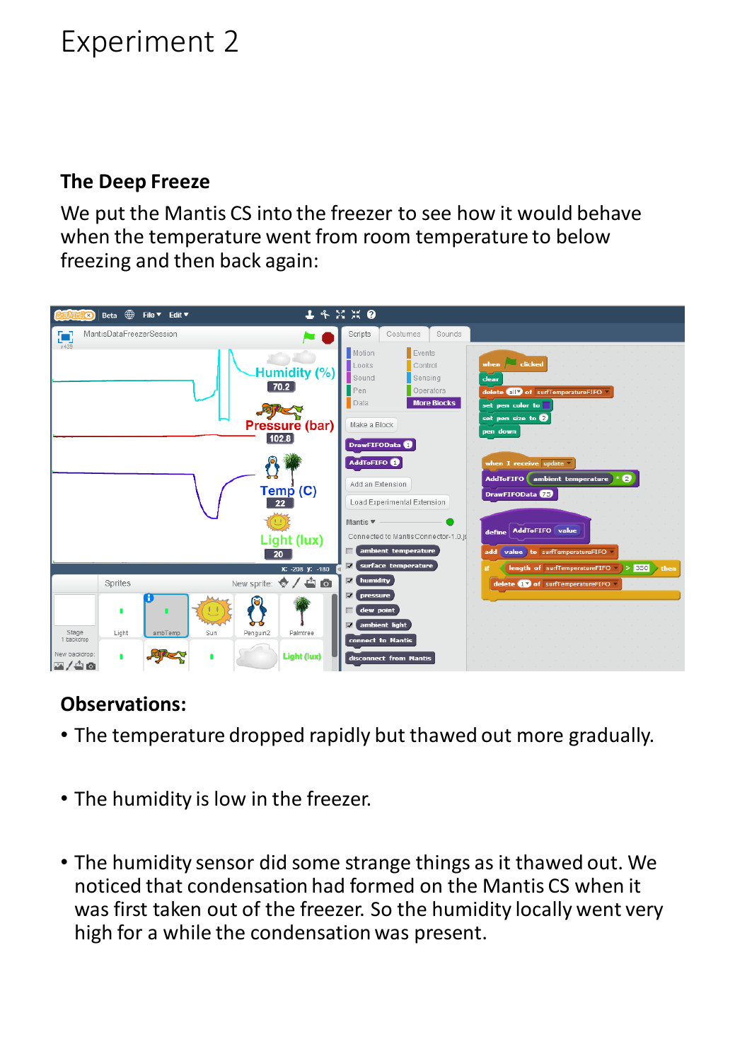# Experiment 2

### The Deep Freeze

We put the Mantis CS into the freezer to see how it would behave when the temperature went from room temperature to below freezing and then back again:

### Observations:

- The temperature dropped rapidly but thawed out more gradually.
- The humidity is low in the freezer.
- The humidity sensor did some strange things as it thawed out. We noticed that condensation had formed on the Mantis CS when it was first taken out of the freezer. So the humidity locally went very high for a while the condensation was present.